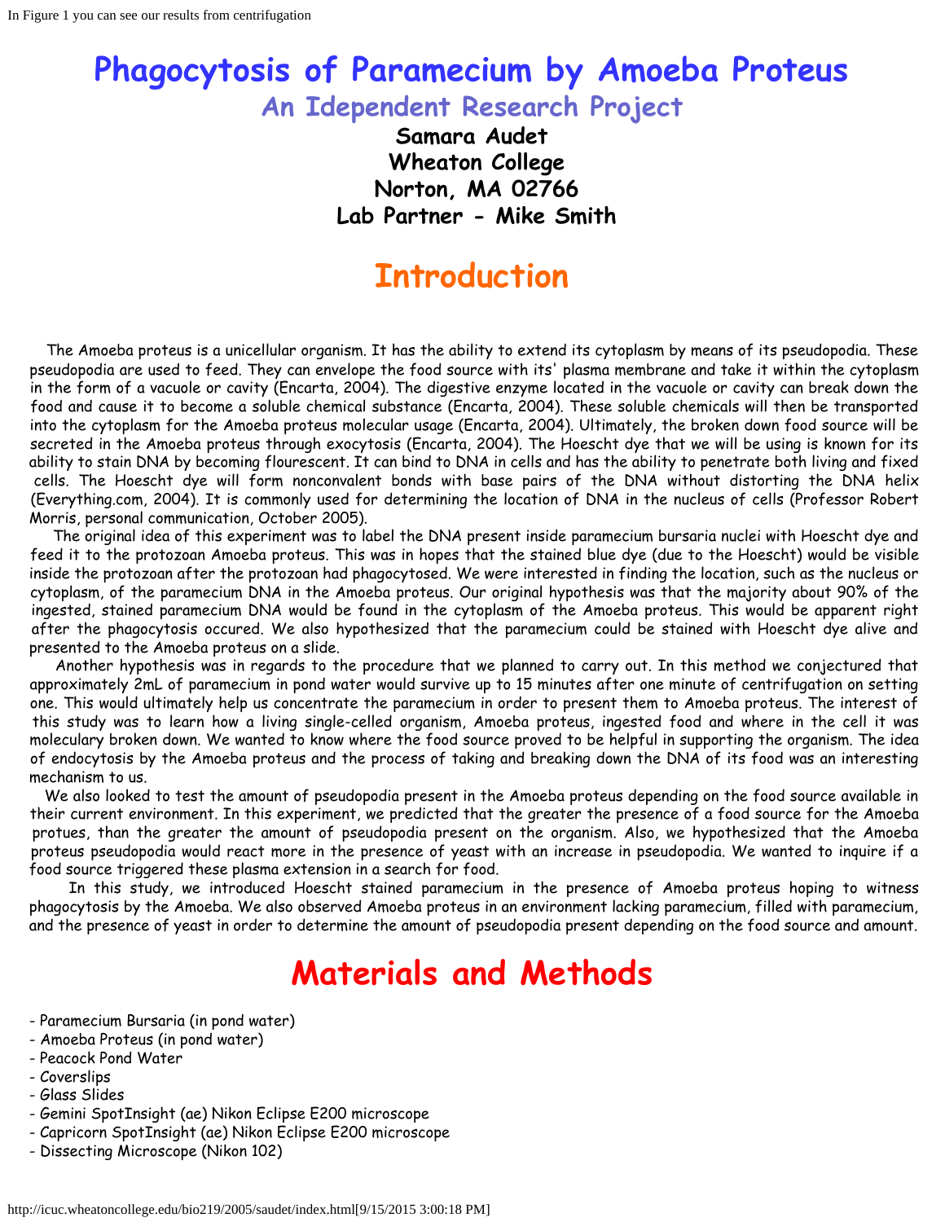In Figure 1 you can see our results from centrifugation

# Phagocytosis of Paramecium by Amoeba Proteus

## An Idependent Research Project

**Samara Audet**
**Wheaton College**
**Norton, MA 02766**
**Lab Partner - Mike Smith**

# Introduction

The Amoeba proteus is a unicellular organism. It has the ability to extend its cytoplasm by means of its pseudopodia. These pseudopodia are used to feed. They can envelope the food source with its' plasma membrane and take it within the cytoplasm in the form of a vacuole or cavity (Encarta, 2004). The digestive enzyme located in the vacuole or cavity can break down the food and cause it to become a soluble chemical substance (Encarta, 2004). These soluble chemicals will then be transported into the cytoplasm for the Amoeba proteus molecular usage (Encarta, 2004). Ultimately, the broken down food source will be secreted in the Amoeba proteus through exocytosis (Encarta, 2004). The Hoescht dye that we will be using is known for its ability to stain DNA by becoming flourescent. It can bind to DNA in cells and has the ability to penetrate both living and fixed cells. The Hoescht dye will form nonconvalent bonds with base pairs of the DNA without distorting the DNA helix (Everything.com, 2004). It is commonly used for determining the location of DNA in the nucleus of cells (Professor Robert Morris, personal communication, October 2005).

The original idea of this experiment was to label the DNA present inside paramecium bursaria nuclei with Hoescht dye and feed it to the protozoan Amoeba proteus. This was in hopes that the stained blue dye (due to the Hoescht) would be visible inside the protozoan after the protozoan had phagocytosed. We were interested in finding the location, such as the nucleus or cytoplasm, of the paramecium DNA in the Amoeba proteus. Our original hypothesis was that the majority about 90% of the ingested, stained paramecium DNA would be found in the cytoplasm of the Amoeba proteus. This would be apparent right after the phagocytosis occured. We also hypothesized that the paramecium could be stained with Hoescht dye alive and presented to the Amoeba proteus on a slide.

Another hypothesis was in regards to the procedure that we planned to carry out. In this method we conjectured that approximately 2mL of paramecium in pond water would survive up to 15 minutes after one minute of centrifugation on setting one. This would ultimately help us concentrate the paramecium in order to present them to Amoeba proteus. The interest of this study was to learn how a living single-celled organism, Amoeba proteus, ingested food and where in the cell it was moleculary broken down. We wanted to know where the food source proved to be helpful in supporting the organism. The idea of endocytosis by the Amoeba proteus and the process of taking and breaking down the DNA of its food was an interesting mechanism to us.

We also looked to test the amount of pseudopodia present in the Amoeba proteus depending on the food source available in their current environment. In this experiment, we predicted that the greater the presence of a food source for the Amoeba protues, than the greater the amount of pseudopodia present on the organism. Also, we hypothesized that the Amoeba proteus pseudopodia would react more in the presence of yeast with an increase in pseudopodia. We wanted to inquire if a food source triggered these plasma extension in a search for food.

In this study, we introduced Hoescht stained paramecium in the presence of Amoeba proteus hoping to witness phagocytosis by the Amoeba. We also observed Amoeba proteus in an environment lacking paramecium, filled with paramecium, and the presence of yeast in order to determine the amount of pseudopodia present depending on the food source and amount.

# Materials and Methods

- Paramecium Bursaria (in pond water)
- Amoeba Proteus (in pond water)
- Peacock Pond Water
- Coverslips
- Glass Slides
- Gemini SpotInsight (ae) Nikon Eclipse E200 microscope
- Capricorn SpotInsight (ae) Nikon Eclipse E200 microscope
- Dissecting Microscope (Nikon 102)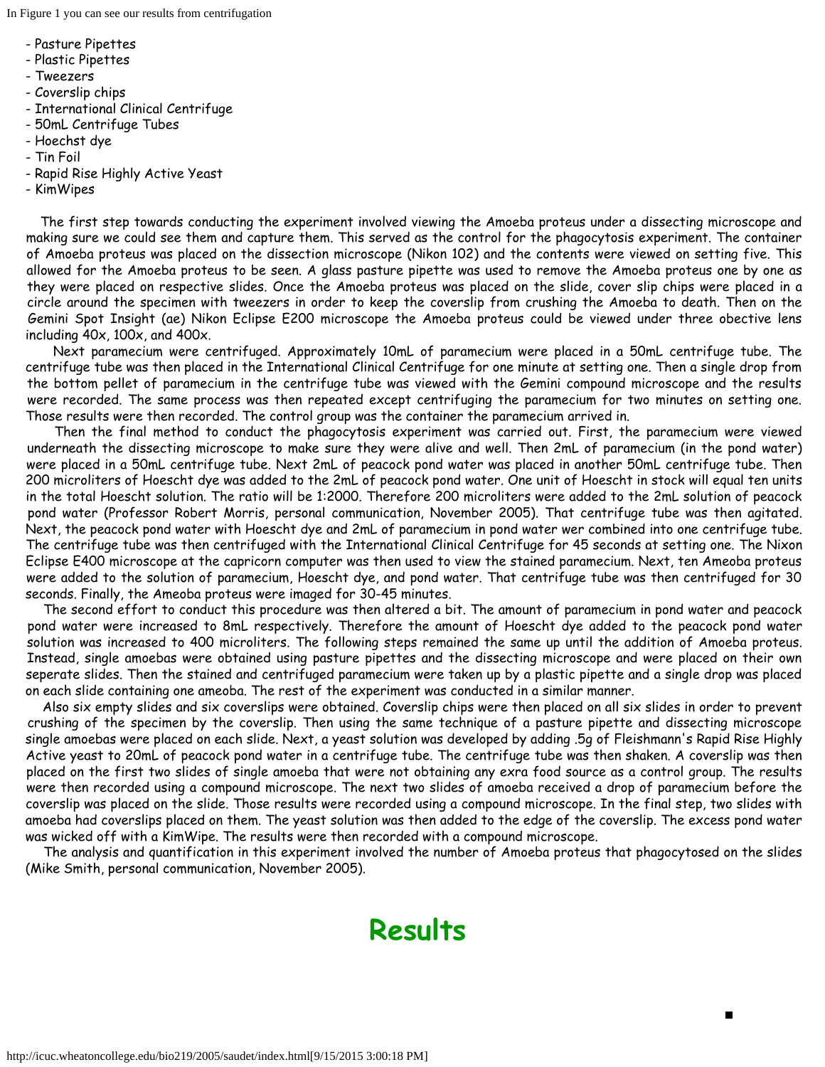In Figure 1 you can see our results from centrifugation

- Pasture Pipettes
- Plastic Pipettes
- Tweezers
- Coverslip chips
- International Clinical Centrifuge
- 50mL Centrifuge Tubes
- Hoechst dye
- Tin Foil
- Rapid Rise Highly Active Yeast
- KimWipes

The first step towards conducting the experiment involved viewing the Amoeba proteus under a dissecting microscope and making sure we could see them and capture them. This served as the control for the phagocytosis experiment. The container of Amoeba proteus was placed on the dissection microscope (Nikon 102) and the contents were viewed on setting five. This allowed for the Amoeba proteus to be seen. A glass pasture pipette was used to remove the Amoeba proteus one by one as they were placed on respective slides. Once the Amoeba proteus was placed on the slide, cover slip chips were placed in a circle around the specimen with tweezers in order to keep the coverslip from crushing the Amoeba to death. Then on the Gemini Spot Insight (ae) Nikon Eclipse E200 microscope the Amoeba proteus could be viewed under three obective lens including 40x, 100x, and 400x.

Next paramecium were centrifuged. Approximately 10mL of paramecium were placed in a 50mL centrifuge tube. The centrifuge tube was then placed in the International Clinical Centrifuge for one minute at setting one. Then a single drop from the bottom pellet of paramecium in the centrifuge tube was viewed with the Gemini compound microscope and the results were recorded. The same process was then repeated except centrifuging the paramecium for two minutes on setting one. Those results were then recorded. The control group was the container the paramecium arrived in.

Then the final method to conduct the phagocytosis experiment was carried out. First, the paramecium were viewed underneath the dissecting microscope to make sure they were alive and well. Then 2mL of paramecium (in the pond water) were placed in a 50mL centrifuge tube. Next 2mL of peacock pond water was placed in another 50mL centrifuge tube. Then 200 microliters of Hoescht dye was added to the 2mL of peacock pond water. One unit of Hoescht in stock will equal ten units in the total Hoescht solution. The ratio will be 1:2000. Therefore 200 microliters were added to the 2mL solution of peacock pond water (Professor Robert Morris, personal communication, November 2005). That centrifuge tube was then agitated. Next, the peacock pond water with Hoescht dye and 2mL of paramecium in pond water wer combined into one centrifuge tube. The centrifuge tube was then centrifuged with the International Clinical Centrifuge for 45 seconds at setting one. The Nixon Eclipse E400 microscope at the capricorn computer was then used to view the stained paramecium. Next, ten Ameoba proteus were added to the solution of paramecium, Hoescht dye, and pond water. That centrifuge tube was then centrifuged for 30 seconds. Finally, the Ameoba proteus were imaged for 30-45 minutes.

The second effort to conduct this procedure was then altered a bit. The amount of paramecium in pond water and peacock pond water were increased to 8mL respectively. Therefore the amount of Hoescht dye added to the peacock pond water solution was increased to 400 microliters. The following steps remained the same up until the addition of Amoeba proteus. Instead, single amoebas were obtained using pasture pipettes and the dissecting microscope and were placed on their own seperate slides. Then the stained and centrifuged paramecium were taken up by a plastic pipette and a single drop was placed on each slide containing one ameoba. The rest of the experiment was conducted in a similar manner.

Also six empty slides and six coverslips were obtained. Coverslip chips were then placed on all six slides in order to prevent crushing of the specimen by the coverslip. Then using the same technique of a pasture pipette and dissecting microscope single amoebas were placed on each slide. Next, a yeast solution was developed by adding .5g of Fleishmann's Rapid Rise Highly Active yeast to 20mL of peacock pond water in a centrifuge tube. The centrifuge tube was then shaken. A coverslip was then placed on the first two slides of single amoeba that were not obtaining any exra food source as a control group. The results were then recorded using a compound microscope. The next two slides of amoeba received a drop of paramecium before the coverslip was placed on the slide. Those results were recorded using a compound microscope. In the final step, two slides with amoeba had coverslips placed on them. The yeast solution was then added to the edge of the coverslip. The excess pond water was wicked off with a KimWipe. The results were then recorded with a compound microscope.

The analysis and quantification in this experiment involved the number of Amoeba proteus that phagocytosed on the slides (Mike Smith, personal communication, November 2005).

# Results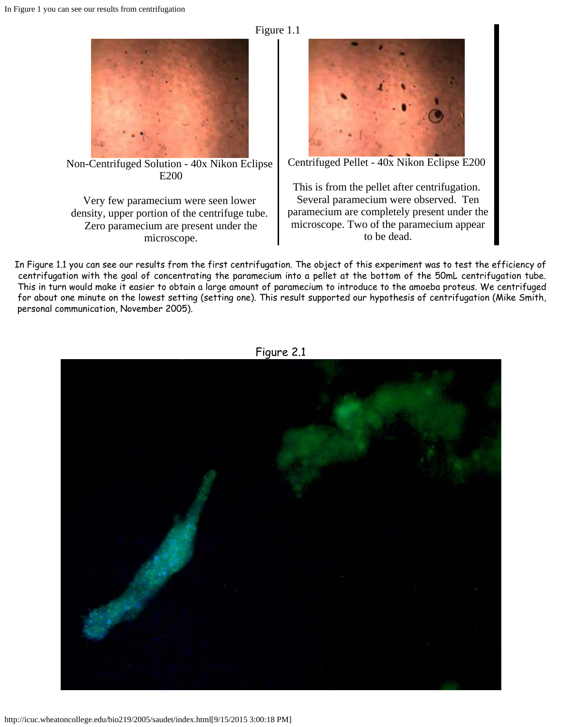In Figure 1 you can see our results from centrifugation

Figure 1.1

Non-Centrifuged Solution - 40x Nikon Eclipse E200

Very few paramecium were seen lower density, upper portion of the centrifuge tube. Zero paramecium are present under the microscope.

Centrifuged Pellet - 40x Nikon Eclipse E200

This is from the pellet after centrifugation. Several paramecium were observed. Ten paramecium are completely present under the microscope. Two of the paramecium appear to be dead.

In Figure 1.1 you can see our results from the first centrifugation. The object of this experiment was to test the efficiency of centrifugation with the goal of concentrating the paramecium into a pellet at the bottom of the 50mL centrifugation tube. This in turn would make it easier to obtain a large amount of paramecium to introduce to the amoeba proteus. We centrifuged for about one minute on the lowest setting (setting one). This result supported our hypothesis of centrifugation (Mike Smith, personal communication, November 2005).

Figure 2.1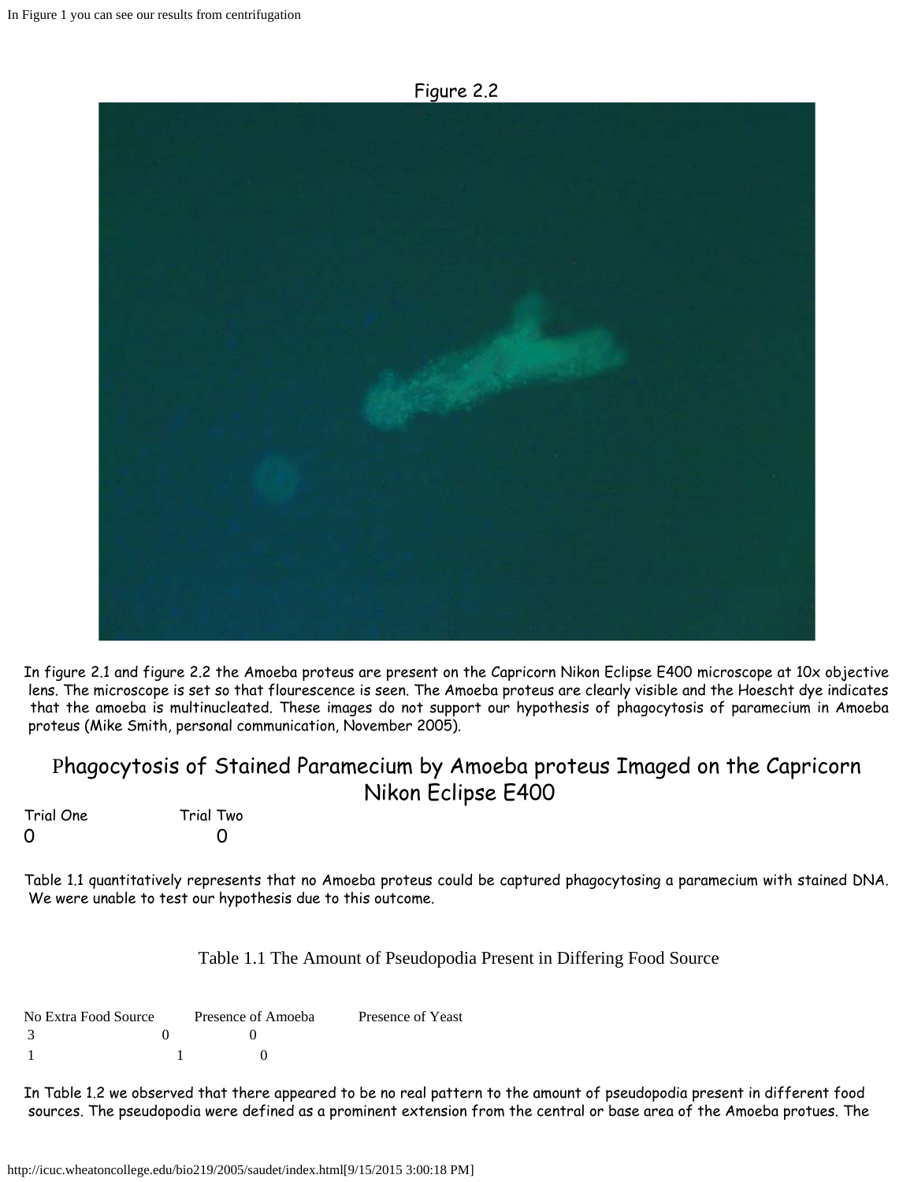In Figure 1 you can see our results from centrifugation

Figure 2.2

In figure 2.1 and figure 2.2 the Amoeba proteus are present on the Capricorn Nikon Eclipse E400 microscope at 10x objective lens. The microscope is set so that flourescence is seen. The Amoeba proteus are clearly visible and the Hoescht dye indicates that the amoeba is multinucleated. These images do not support our hypothesis of phagocytosis of paramecium in Amoeba proteus (Mike Smith, personal communication, November 2005).

## Phagocytosis of Stained Paramecium by Amoeba proteus Imaged on the Capricorn Nikon Eclipse E400

| Trial One | Trial Two |
|---|---|
| 0 | 0 |

Table 1.1 quantitatively represents that no Amoeba proteus could be captured phagocytosing a paramecium with stained DNA. We were unable to test our hypothesis due to this outcome.

Table 1.1 The Amount of Pseudopodia Present in Differing Food Source

| No Extra Food Source | Presence of Amoeba | Presence of Yeast |
|---|---|---|
| 3 | 0 | 0 |
| 1 | 1 | 0 |

In Table 1.2 we observed that there appeared to be no real pattern to the amount of pseudopodia present in different food sources. The pseudopodia were defined as a prominent extension from the central or base area of the Amoeba protues. The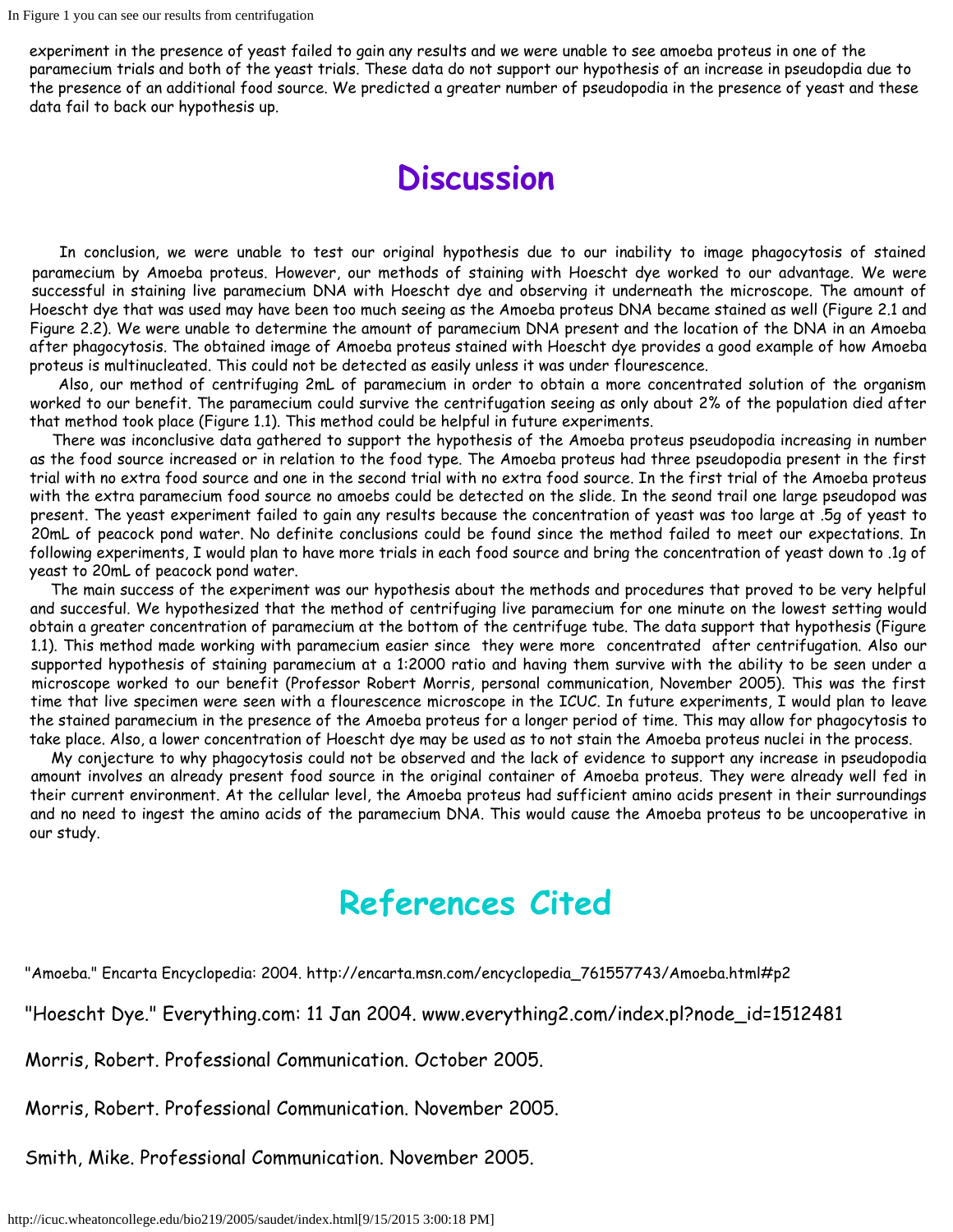experiment in the presence of yeast failed to gain any results and we were unable to see amoeba proteus in one of the paramecium trials and both of the yeast trials. These data do not support our hypothesis of an increase in pseudopdia due to the presence of an additional food source. We predicted a greater number of pseudopodia in the presence of yeast and these data fail to back our hypothesis up.

# Discussion

In conclusion, we were unable to test our original hypothesis due to our inability to image phagocytosis of stained paramecium by Amoeba proteus. However, our methods of staining with Hoescht dye worked to our advantage. We were successful in staining live paramecium DNA with Hoescht dye and observing it underneath the microscope. The amount of Hoescht dye that was used may have been too much seeing as the Amoeba proteus DNA became stained as well (Figure 2.1 and Figure 2.2). We were unable to determine the amount of paramecium DNA present and the location of the DNA in an Amoeba after phagocytosis. The obtained image of Amoeba proteus stained with Hoescht dye provides a good example of how Amoeba proteus is multinucleated. This could not be detected as easily unless it was under flourescence.

Also, our method of centrifuging 2mL of paramecium in order to obtain a more concentrated solution of the organism worked to our benefit. The paramecium could survive the centrifugation seeing as only about 2% of the population died after that method took place (Figure 1.1). This method could be helpful in future experiments.

There was inconclusive data gathered to support the hypothesis of the Amoeba proteus pseudopodia increasing in number as the food source increased or in relation to the food type. The Amoeba proteus had three pseudopodia present in the first trial with no extra food source and one in the second trial with no extra food source. In the first trial of the Amoeba proteus with the extra paramecium food source no amoebs could be detected on the slide. In the seond trail one large pseudopod was present. The yeast experiment failed to gain any results because the concentration of yeast was too large at .5g of yeast to 20mL of peacock pond water. No definite conclusions could be found since the method failed to meet our expectations. In following experiments, I would plan to have more trials in each food source and bring the concentration of yeast down to .1g of yeast to 20mL of peacock pond water.

The main success of the experiment was our hypothesis about the methods and procedures that proved to be very helpful and succesful. We hypothesized that the method of centrifuging live paramecium for one minute on the lowest setting would obtain a greater concentration of paramecium at the bottom of the centrifuge tube. The data support that hypothesis (Figure 1.1). This method made working with paramecium easier since they were more concentrated after centrifugation. Also our supported hypothesis of staining paramecium at a 1:2000 ratio and having them survive with the ability to be seen under a microscope worked to our benefit (Professor Robert Morris, personal communication, November 2005). This was the first time that live specimen were seen with a flourescence microscope in the ICUC. In future experiments, I would plan to leave the stained paramecium in the presence of the Amoeba proteus for a longer period of time. This may allow for phagocytosis to take place. Also, a lower concentration of Hoescht dye may be used as to not stain the Amoeba proteus nuclei in the process.

My conjecture to why phagocytosis could not be observed and the lack of evidence to support any increase in pseudopodia amount involves an already present food source in the original container of Amoeba proteus. They were already well fed in their current environment. At the cellular level, the Amoeba proteus had sufficient amino acids present in their surroundings and no need to ingest the amino acids of the paramecium DNA. This would cause the Amoeba proteus to be uncooperative in our study.

# References Cited

"Amoeba." Encarta Encyclopedia: 2004. http://encarta.msn.com/encyclopedia_761557743/Amoeba.html#p2

"Hoescht Dye." Everything.com: 11 Jan 2004. www.everything2.com/index.pl?node_id=1512481

Morris, Robert. Professional Communication. October 2005.

Morris, Robert. Professional Communication. November 2005.

Smith, Mike. Professional Communication. November 2005.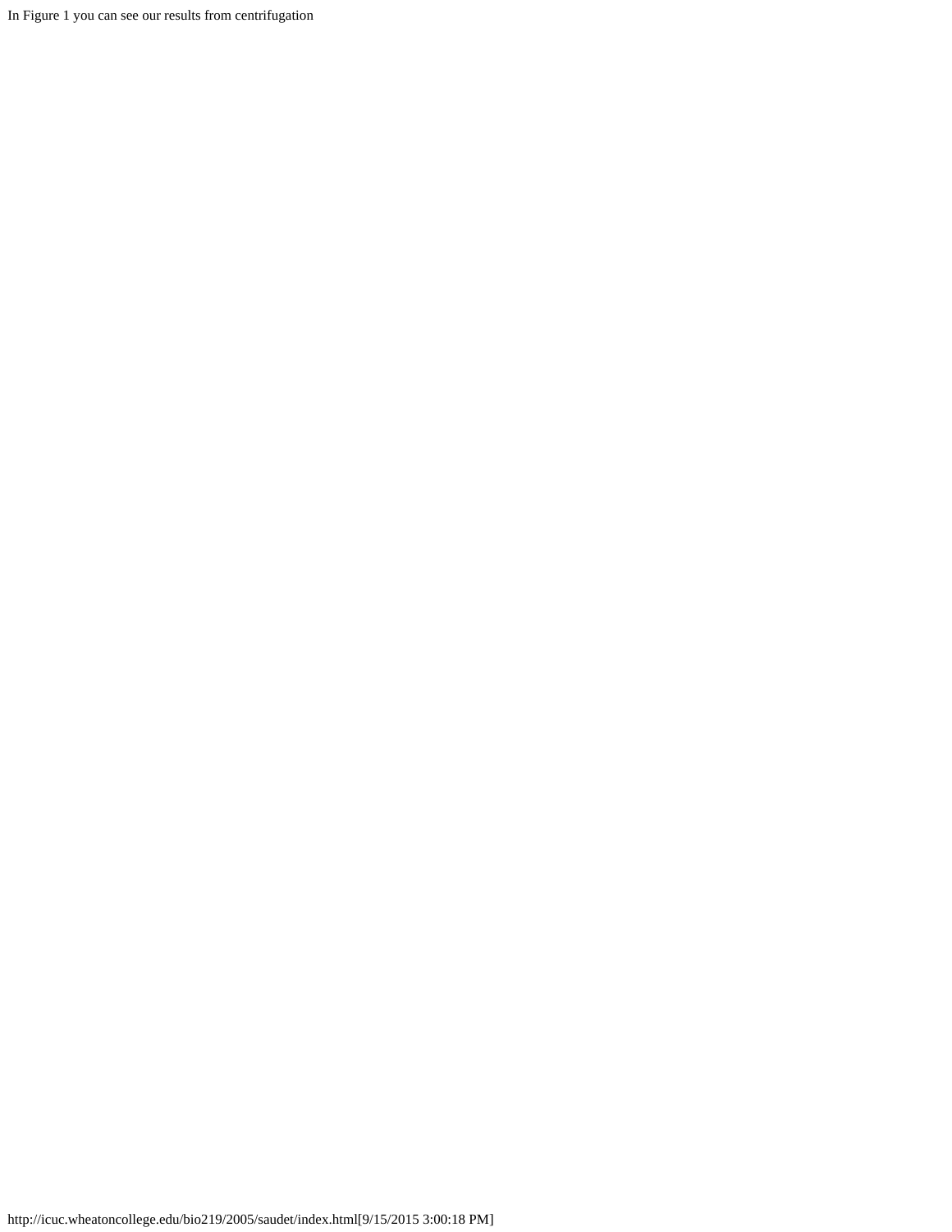In Figure 1 you can see our results from centrifugation